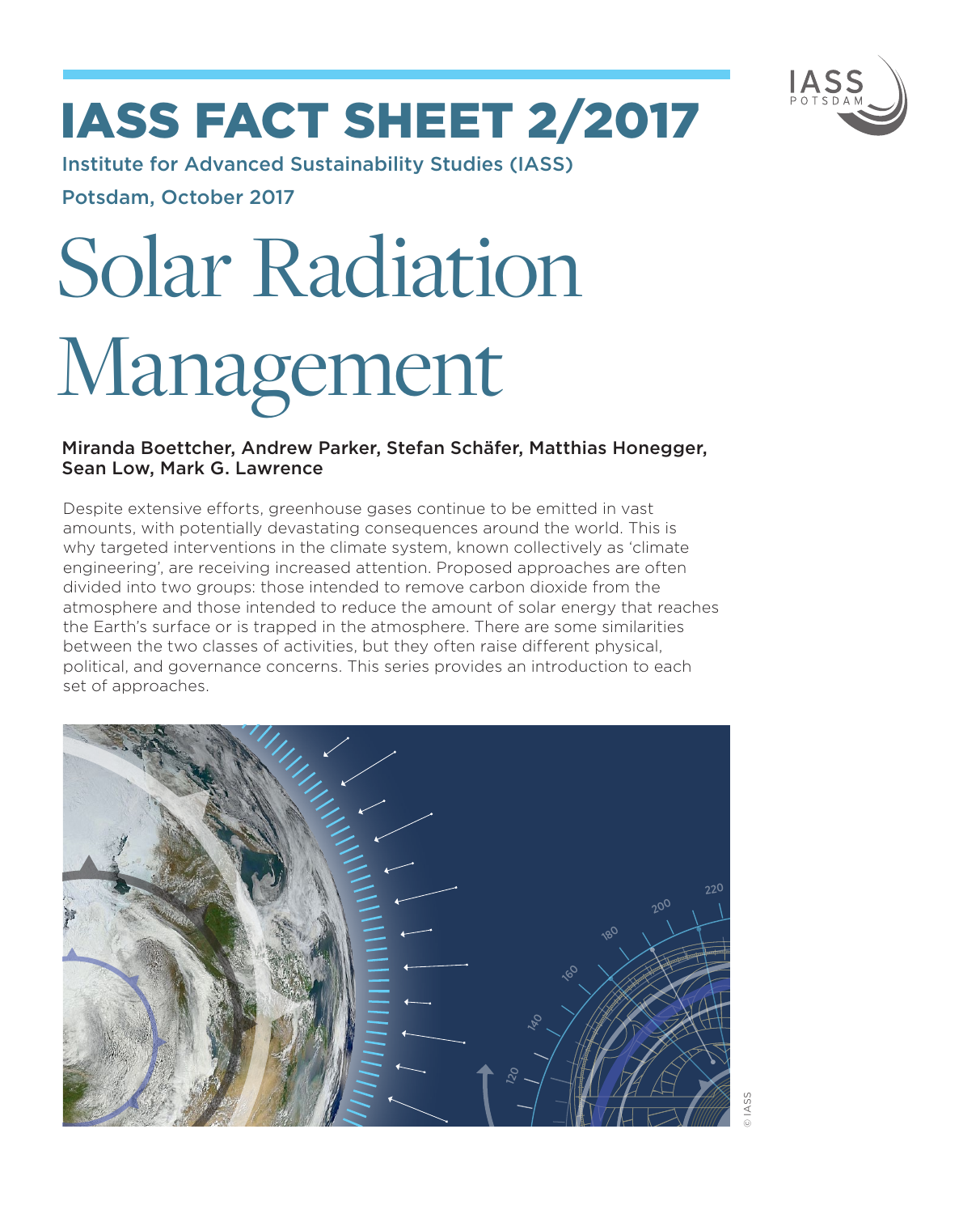# IASS FACT SHEET 2/2017

Institute for Advanced Sustainability Studies (IASS)

Potsdam, October 2017

# Solar Radiation Management

**Miranda Boettcher, Andrew Parker, Stefan Schäfer, Matthias Honegger, Sean Low, Mark G. Lawrence**

Despite extensive efforts, greenhouse gases continue to be emitted in vast amounts, with potentially devastating consequences around the world. This is why targeted interventions in the climate system, known collectively as 'climate engineering', are receiving increased attention. Proposed approaches are often divided into two groups: those intended to remove carbon dioxide from the atmosphere and those intended to reduce the amount of solar energy that reaches the Earth's surface or is trapped in the atmosphere. There are some similarities between the two classes of activities, but they often raise different physical, political, and governance concerns. This series provides an introduction to each set of approaches.

© IASS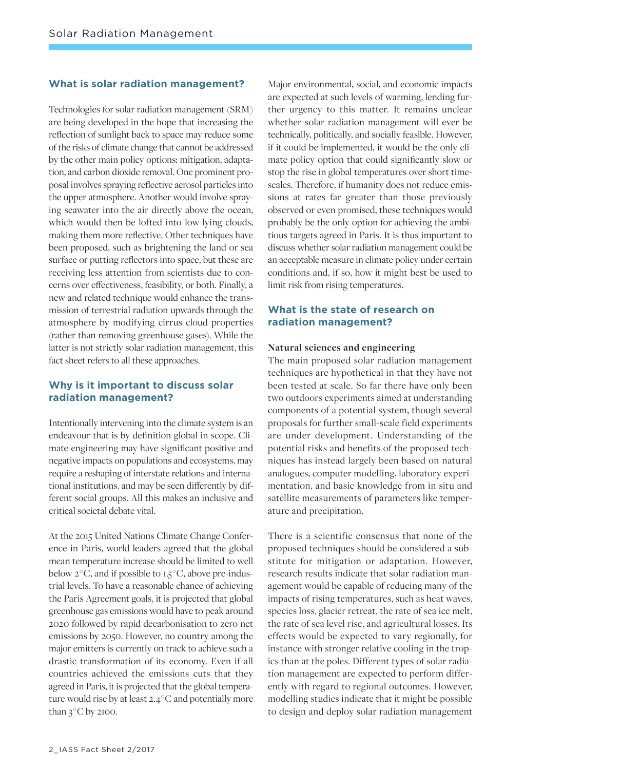## What is solar radiation management?

Technologies for solar radiation management (SRM) are being developed in the hope that increasing the reflection of sunlight back to space may reduce some of the risks of climate change that cannot be addressed by the other main policy options: mitigation, adaptation, and carbon dioxide removal. One prominent proposal involves spraying reflective aerosol particles into the upper atmosphere. Another would involve spraying seawater into the air directly above the ocean, which would then be lofted into low-lying clouds, making them more reflective. Other techniques have been proposed, such as brightening the land or sea surface or putting reflectors into space, but these are receiving less attention from scientists due to concerns over effectiveness, feasibility, or both. Finally, a new and related technique would enhance the transmission of terrestrial radiation upwards through the atmosphere by modifying cirrus cloud properties (rather than removing greenhouse gases). While the latter is not strictly solar radiation management, this fact sheet refers to all these approaches.

## Why is it important to discuss solar radiation management?

Intentionally intervening into the climate system is an endeavour that is by definition global in scope. Climate engineering may have significant positive and negative impacts on populations and ecosystems, may require a reshaping of interstate relations and international institutions, and may be seen differently by different social groups. All this makes an inclusive and critical societal debate vital.

At the 2015 United Nations Climate Change Conference in Paris, world leaders agreed that the global mean temperature increase should be limited to well below 2°C, and if possible to 1.5°C, above pre-industrial levels. To have a reasonable chance of achieving the Paris Agreement goals, it is projected that global greenhouse gas emissions would have to peak around 2020 followed by rapid decarbonisation to zero net emissions by 2050. However, no country among the major emitters is currently on track to achieve such a drastic transformation of its economy. Even if all countries achieved the emissions cuts that they agreed in Paris, it is projected that the global temperature would rise by at least 2.4°C and potentially more than 3°C by 2100.

Major environmental, social, and economic impacts are expected at such levels of warming, lending further urgency to this matter. It remains unclear whether solar radiation management will ever be technically, politically, and socially feasible. However, if it could be implemented, it would be the only climate policy option that could significantly slow or stop the rise in global temperatures over short timescales. Therefore, if humanity does not reduce emissions at rates far greater than those previously observed or even promised, these techniques would probably be the only option for achieving the ambitious targets agreed in Paris. It is thus important to discuss whether solar radiation management could be an acceptable measure in climate policy under certain conditions and, if so, how it might best be used to limit risk from rising temperatures.

## What is the state of research on radiation management?

### Natural sciences and engineering

The main proposed solar radiation management techniques are hypothetical in that they have not been tested at scale. So far there have only been two outdoors experiments aimed at understanding components of a potential system, though several proposals for further small-scale field experiments are under development. Understanding of the potential risks and benefits of the proposed techniques has instead largely been based on natural analogues, computer modelling, laboratory experimentation, and basic knowledge from in situ and satellite measurements of parameters like temperature and precipitation.

There is a scientific consensus that none of the proposed techniques should be considered a substitute for mitigation or adaptation. However, research results indicate that solar radiation management would be capable of reducing many of the impacts of rising temperatures, such as heat waves, species loss, glacier retreat, the rate of sea ice melt, the rate of sea level rise, and agricultural losses. Its effects would be expected to vary regionally, for instance with stronger relative cooling in the tropics than at the poles. Different types of solar radiation management are expected to perform differently with regard to regional outcomes. However, modelling studies indicate that it might be possible to design and deploy solar radiation management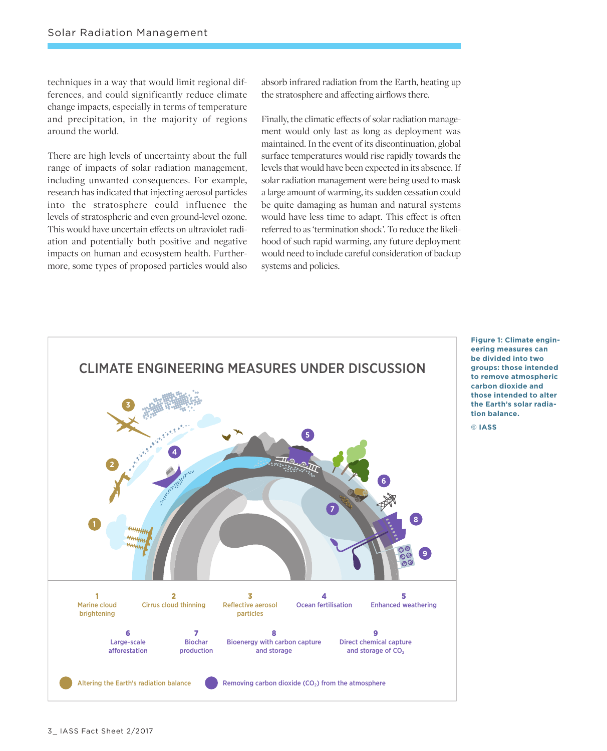techniques in a way that would limit regional differences, and could significantly reduce climate change impacts, especially in terms of temperature and precipitation, in the majority of regions around the world.

There are high levels of uncertainty about the full range of impacts of solar radiation management, including unwanted consequences. For example, research has indicated that injecting aerosol particles into the stratosphere could influence the levels of stratospheric and even ground-level ozone. This would have uncertain effects on ultraviolet radiation and potentially both positive and negative impacts on human and ecosystem health. Furthermore, some types of proposed particles would also absorb infrared radiation from the Earth, heating up the stratosphere and affecting airflows there.

Finally, the climatic effects of solar radiation management would only last as long as deployment was maintained. In the event of its discontinuation, global surface temperatures would rise rapidly towards the levels that would have been expected in its absence. If solar radiation management were being used to mask a large amount of warming, its sudden cessation could be quite damaging as human and natural systems would have less time to adapt. This effect is often referred to as 'termination shock'. To reduce the likelihood of such rapid warming, any future deployment would need to include careful consideration of backup systems and policies.

**CLIMATE ENGINEERING MEASURES UNDER DISCUSSION**

1 Marine cloud brightening
2 Cirrus cloud thinning
3 Reflective aerosol particles
4 Ocean fertilisation
5 Enhanced weathering
6 Large-scale afforestation
7 Biochar production
8 Bioenergy with carbon capture and storage
9 Direct chemical capture and storage of $CO_2$

Altering the Earth's radiation balance (1–3)
Removing carbon dioxide ($CO_2$) from the atmosphere (4–9)

**Figure 1: Climate engineering measures can be divided into two groups: those intended to remove atmospheric carbon dioxide and those intended to alter the Earth's solar radiation balance.**

**© IASS**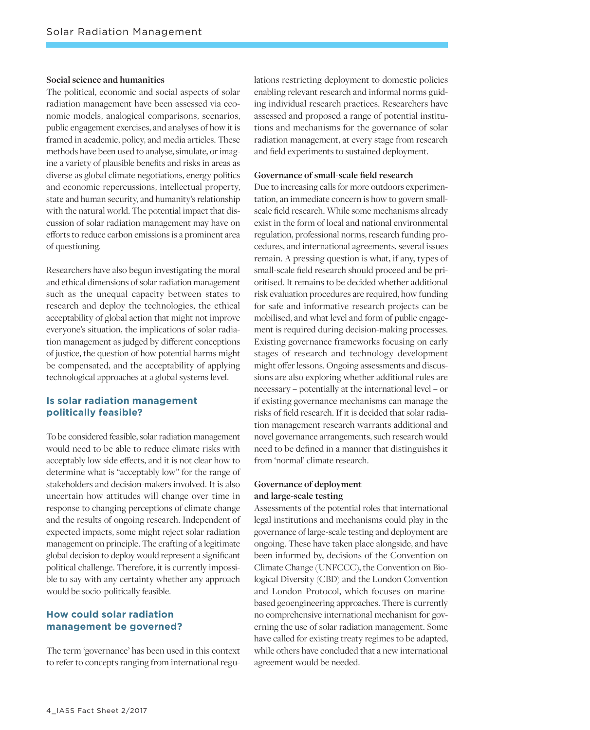### Social science and humanities

The political, economic and social aspects of solar radiation management have been assessed via economic models, analogical comparisons, scenarios, public engagement exercises, and analyses of how it is framed in academic, policy, and media articles. These methods have been used to analyse, simulate, or imagine a variety of plausible benefits and risks in areas as diverse as global climate negotiations, energy politics and economic repercussions, intellectual property, state and human security, and humanity's relationship with the natural world. The potential impact that discussion of solar radiation management may have on efforts to reduce carbon emissions is a prominent area of questioning.

Researchers have also begun investigating the moral and ethical dimensions of solar radiation management such as the unequal capacity between states to research and deploy the technologies, the ethical acceptability of global action that might not improve everyone's situation, the implications of solar radiation management as judged by different conceptions of justice, the question of how potential harms might be compensated, and the acceptability of applying technological approaches at a global systems level.

## Is solar radiation management politically feasible?

To be considered feasible, solar radiation management would need to be able to reduce climate risks with acceptably low side effects, and it is not clear how to determine what is "acceptably low" for the range of stakeholders and decision-makers involved. It is also uncertain how attitudes will change over time in response to changing perceptions of climate change and the results of ongoing research. Independent of expected impacts, some might reject solar radiation management on principle. The crafting of a legitimate global decision to deploy would represent a significant political challenge. Therefore, it is currently impossible to say with any certainty whether any approach would be socio-politically feasible.

## How could solar radiation management be governed?

The term 'governance' has been used in this context to refer to concepts ranging from international regulations restricting deployment to domestic policies enabling relevant research and informal norms guiding individual research practices. Researchers have assessed and proposed a range of potential institutions and mechanisms for the governance of solar radiation management, at every stage from research and field experiments to sustained deployment.

### Governance of small-scale field research

Due to increasing calls for more outdoors experimentation, an immediate concern is how to govern small-scale field research. While some mechanisms already exist in the form of local and national environmental regulation, professional norms, research funding procedures, and international agreements, several issues remain. A pressing question is what, if any, types of small-scale field research should proceed and be prioritised. It remains to be decided whether additional risk evaluation procedures are required, how funding for safe and informative research projects can be mobilised, and what level and form of public engagement is required during decision-making processes. Existing governance frameworks focusing on early stages of research and technology development might offer lessons. Ongoing assessments and discussions are also exploring whether additional rules are necessary – potentially at the international level – or if existing governance mechanisms can manage the risks of field research. If it is decided that solar radiation management research warrants additional and novel governance arrangements, such research would need to be defined in a manner that distinguishes it from 'normal' climate research.

### Governance of deployment and large-scale testing

Assessments of the potential roles that international legal institutions and mechanisms could play in the governance of large-scale testing and deployment are ongoing. These have taken place alongside, and have been informed by, decisions of the Convention on Climate Change (UNFCCC), the Convention on Biological Diversity (CBD) and the London Convention and London Protocol, which focuses on marine-based geoengineering approaches. There is currently no comprehensive international mechanism for governing the use of solar radiation management. Some have called for existing treaty regimes to be adapted, while others have concluded that a new international agreement would be needed.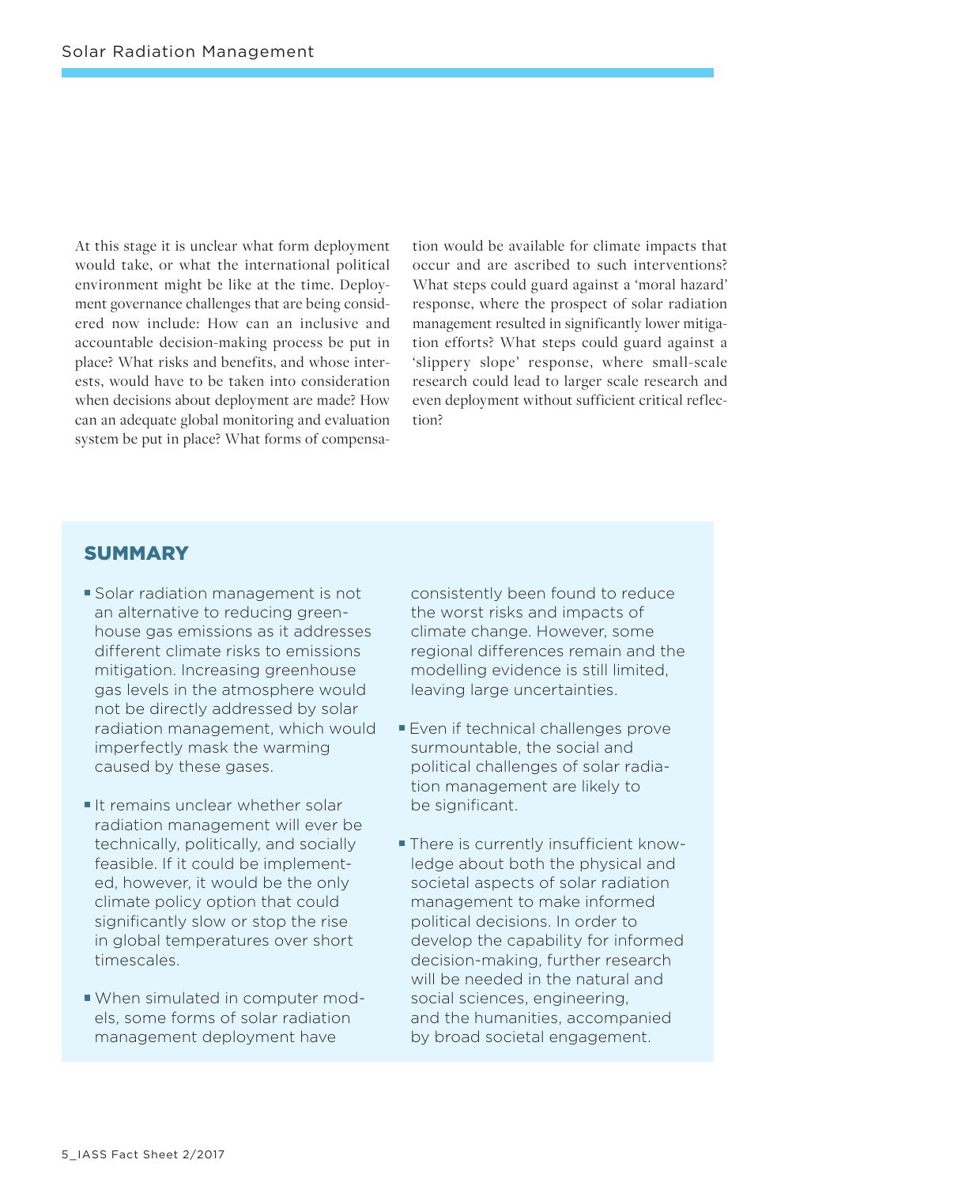At this stage it is unclear what form deployment would take, or what the international political environment might be like at the time. Deployment governance challenges that are being considered now include: How can an inclusive and accountable decision-making process be put in place? What risks and benefits, and whose interests, would have to be taken into consideration when decisions about deployment are made? How can an adequate global monitoring and evaluation system be put in place? What forms of compensation would be available for climate impacts that occur and are ascribed to such interventions? What steps could guard against a 'moral hazard' response, where the prospect of solar radiation management resulted in significantly lower mitigation efforts? What steps could guard against a 'slippery slope' response, where small-scale research could lead to larger scale research and even deployment without sufficient critical reflection?

## SUMMARY

- Solar radiation management is not an alternative to reducing greenhouse gas emissions as it addresses different climate risks to emissions mitigation. Increasing greenhouse gas levels in the atmosphere would not be directly addressed by solar radiation management, which would imperfectly mask the warming caused by these gases.
- It remains unclear whether solar radiation management will ever be technically, politically, and socially feasible. If it could be implemented, however, it would be the only climate policy option that could significantly slow or stop the rise in global temperatures over short timescales.
- When simulated in computer models, some forms of solar radiation management deployment have consistently been found to reduce the worst risks and impacts of climate change. However, some regional differences remain and the modelling evidence is still limited, leaving large uncertainties.
- Even if technical challenges prove surmountable, the social and political challenges of solar radiation management are likely to be significant.
- There is currently insufficient knowledge about both the physical and societal aspects of solar radiation management to make informed political decisions. In order to develop the capability for informed decision-making, further research will be needed in the natural and social sciences, engineering, and the humanities, accompanied by broad societal engagement.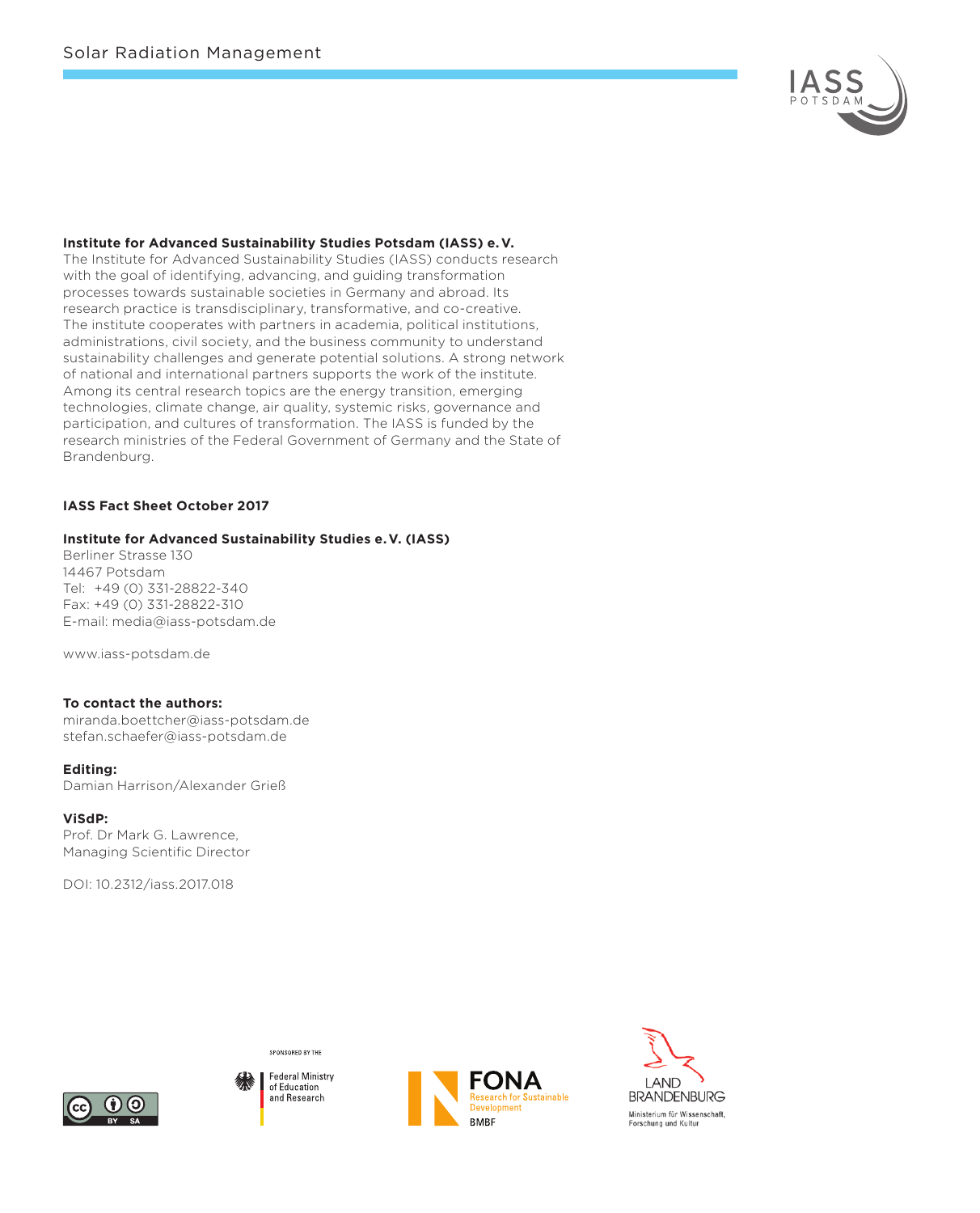**Institute for Advanced Sustainability Studies Potsdam (IASS) e. V.**
The Institute for Advanced Sustainability Studies (IASS) conducts research with the goal of identifying, advancing, and guiding transformation processes towards sustainable societies in Germany and abroad. Its research practice is transdisciplinary, transformative, and co-creative. The institute cooperates with partners in academia, political institutions, administrations, civil society, and the business community to understand sustainability challenges and generate potential solutions. A strong network of national and international partners supports the work of the institute. Among its central research topics are the energy transition, emerging technologies, climate change, air quality, systemic risks, governance and participation, and cultures of transformation. The IASS is funded by the research ministries of the Federal Government of Germany and the State of Brandenburg.

**IASS Fact Sheet October 2017**

**Institute for Advanced Sustainability Studies e. V. (IASS)**
Berliner Strasse 130
14467 Potsdam
Tel: +49 (0) 331-28822-340
Fax: +49 (0) 331-28822-310
E-mail: media@iass-potsdam.de

www.iass-potsdam.de

**To contact the authors:**
miranda.boettcher@iass-potsdam.de
stefan.schaefer@iass-potsdam.de

**Editing:**
Damian Harrison/Alexander Grieß

**ViSdP:**
Prof. Dr Mark G. Lawrence,
Managing Scientific Director

DOI: 10.2312/iass.2017.018

SPONSORED BY THE

Federal Ministry of Education and Research

FONA Research for Sustainable Development BMBF

LAND BRANDENBURG
Ministerium für Wissenschaft, Forschung und Kultur